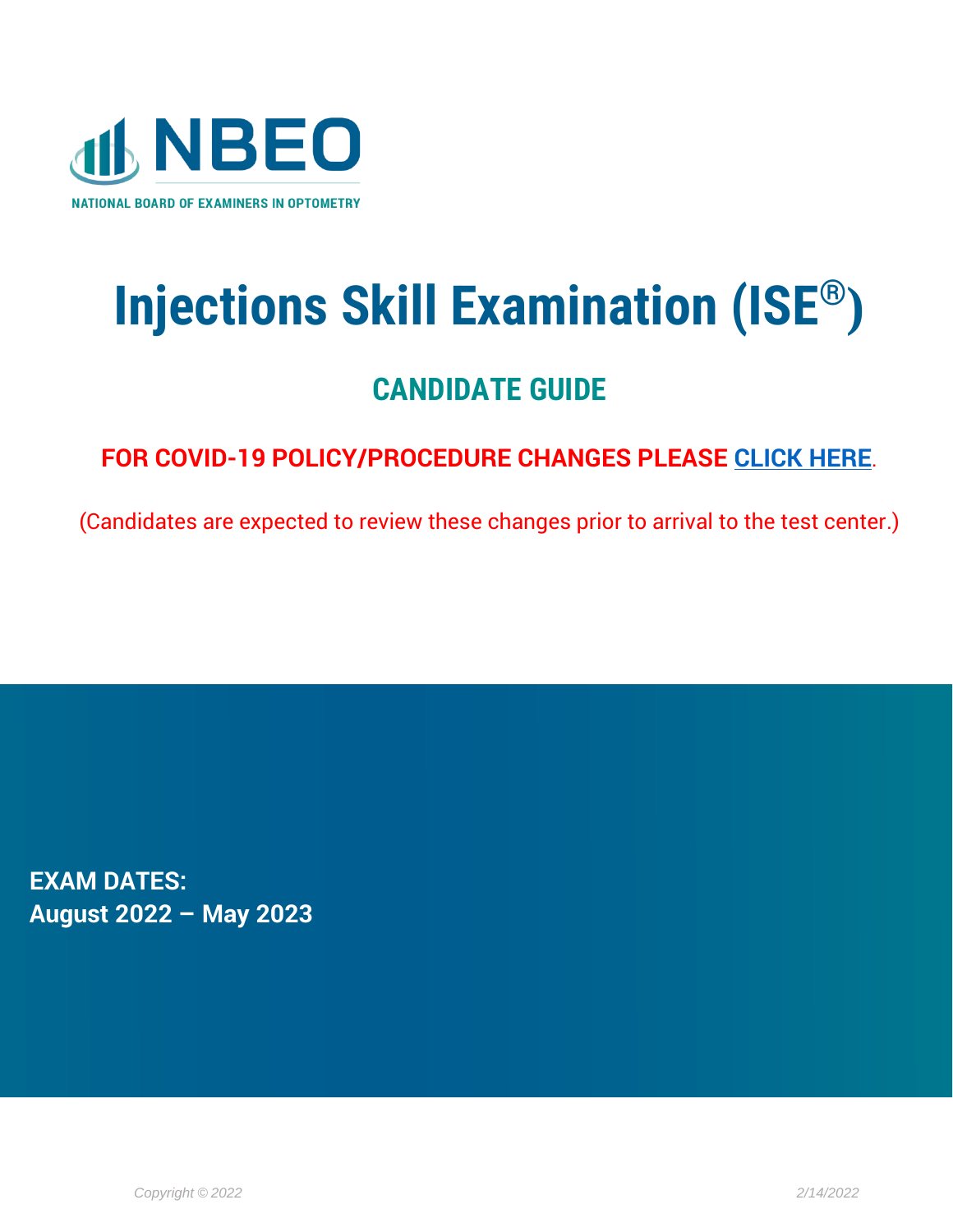NBEO

NATIONAL BOARD OF EXAMINERS IN OPTOMETRY

# Injections Skill Examination (ISE®)

## CANDIDATE GUIDE

**FOR COVID-19 POLICY/PROCEDURE CHANGES PLEASE CLICK HERE.**

(Candidates are expected to review these changes prior to arrival to the test center.)

**EXAM DATES:**
**August 2022 – May 2023**

*Copyright © 2022*

*2/14/2022*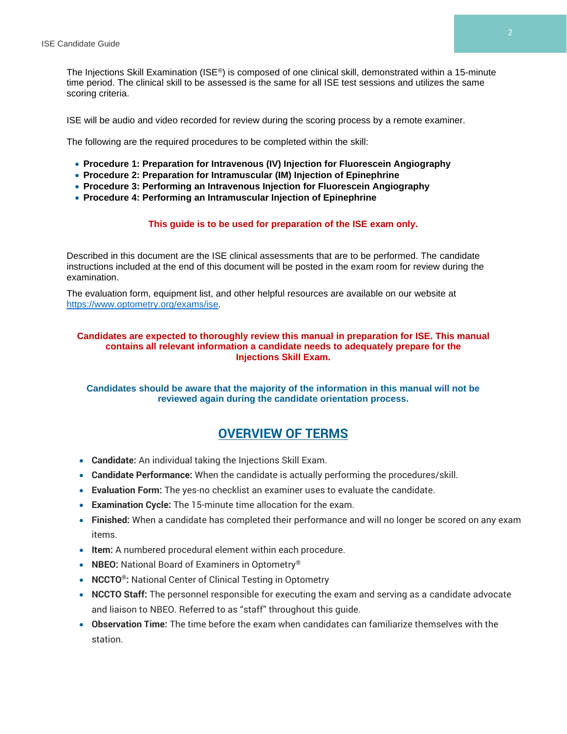The Injections Skill Examination (ISE®) is composed of one clinical skill, demonstrated within a 15-minute time period. The clinical skill to be assessed is the same for all ISE test sessions and utilizes the same scoring criteria.

ISE will be audio and video recorded for review during the scoring process by a remote examiner.

The following are the required procedures to be completed within the skill:

- **Procedure 1: Preparation for Intravenous (IV) Injection for Fluorescein Angiography**
- **Procedure 2: Preparation for Intramuscular (IM) Injection of Epinephrine**
- **Procedure 3: Performing an Intravenous Injection for Fluorescein Angiography**
- **Procedure 4: Performing an Intramuscular Injection of Epinephrine**

**This guide is to be used for preparation of the ISE exam only.**

Described in this document are the ISE clinical assessments that are to be performed. The candidate instructions included at the end of this document will be posted in the exam room for review during the examination.

The evaluation form, equipment list, and other helpful resources are available on our website at https://www.optometry.org/exams/ise.

**Candidates are expected to thoroughly review this manual in preparation for ISE. This manual contains all relevant information a candidate needs to adequately prepare for the Injections Skill Exam.**

**Candidates should be aware that the majority of the information in this manual will not be reviewed again during the candidate orientation process.**

## OVERVIEW OF TERMS

- **Candidate:** An individual taking the Injections Skill Exam.
- **Candidate Performance:** When the candidate is actually performing the procedures/skill.
- **Evaluation Form:** The yes-no checklist an examiner uses to evaluate the candidate.
- **Examination Cycle:** The 15-minute time allocation for the exam.
- **Finished:** When a candidate has completed their performance and will no longer be scored on any exam items.
- **Item:** A numbered procedural element within each procedure.
- **NBEO:** National Board of Examiners in Optometry®
- **NCCTO®:** National Center of Clinical Testing in Optometry
- **NCCTO Staff:** The personnel responsible for executing the exam and serving as a candidate advocate and liaison to NBEO. Referred to as "staff" throughout this guide.
- **Observation Time:** The time before the exam when candidates can familiarize themselves with the station.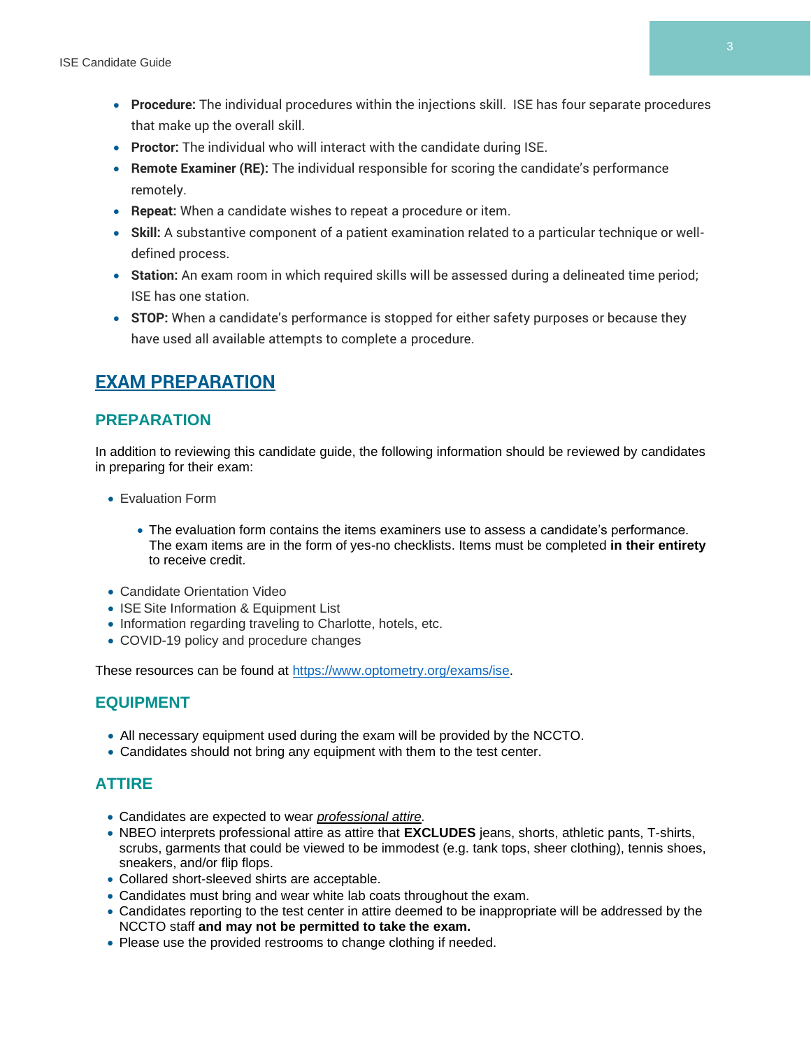- **Procedure:** The individual procedures within the injections skill. ISE has four separate procedures that make up the overall skill.
- **Proctor:** The individual who will interact with the candidate during ISE.
- **Remote Examiner (RE):** The individual responsible for scoring the candidate's performance remotely.
- **Repeat:** When a candidate wishes to repeat a procedure or item.
- **Skill:** A substantive component of a patient examination related to a particular technique or well-defined process.
- **Station:** An exam room in which required skills will be assessed during a delineated time period; ISE has one station.
- **STOP:** When a candidate's performance is stopped for either safety purposes or because they have used all available attempts to complete a procedure.

# EXAM PREPARATION

## PREPARATION

In addition to reviewing this candidate guide, the following information should be reviewed by candidates in preparing for their exam:

- Evaluation Form
    - The evaluation form contains the items examiners use to assess a candidate's performance. The exam items are in the form of yes-no checklists. Items must be completed **in their entirety** to receive credit.
- Candidate Orientation Video
- ISE Site Information & Equipment List
- Information regarding traveling to Charlotte, hotels, etc.
- COVID-19 policy and procedure changes

These resources can be found at [https://www.optometry.org/exams/ise](https://www.optometry.org/exams/ise).

## EQUIPMENT

- All necessary equipment used during the exam will be provided by the NCCTO.
- Candidates should not bring any equipment with them to the test center.

## ATTIRE

- Candidates are expected to wear *professional attire.*
- NBEO interprets professional attire as attire that **EXCLUDES** jeans, shorts, athletic pants, T-shirts, scrubs, garments that could be viewed to be immodest (e.g. tank tops, sheer clothing), tennis shoes, sneakers, and/or flip flops.
- Collared short-sleeved shirts are acceptable.
- Candidates must bring and wear white lab coats throughout the exam.
- Candidates reporting to the test center in attire deemed to be inappropriate will be addressed by the NCCTO staff **and may not be permitted to take the exam.**
- Please use the provided restrooms to change clothing if needed.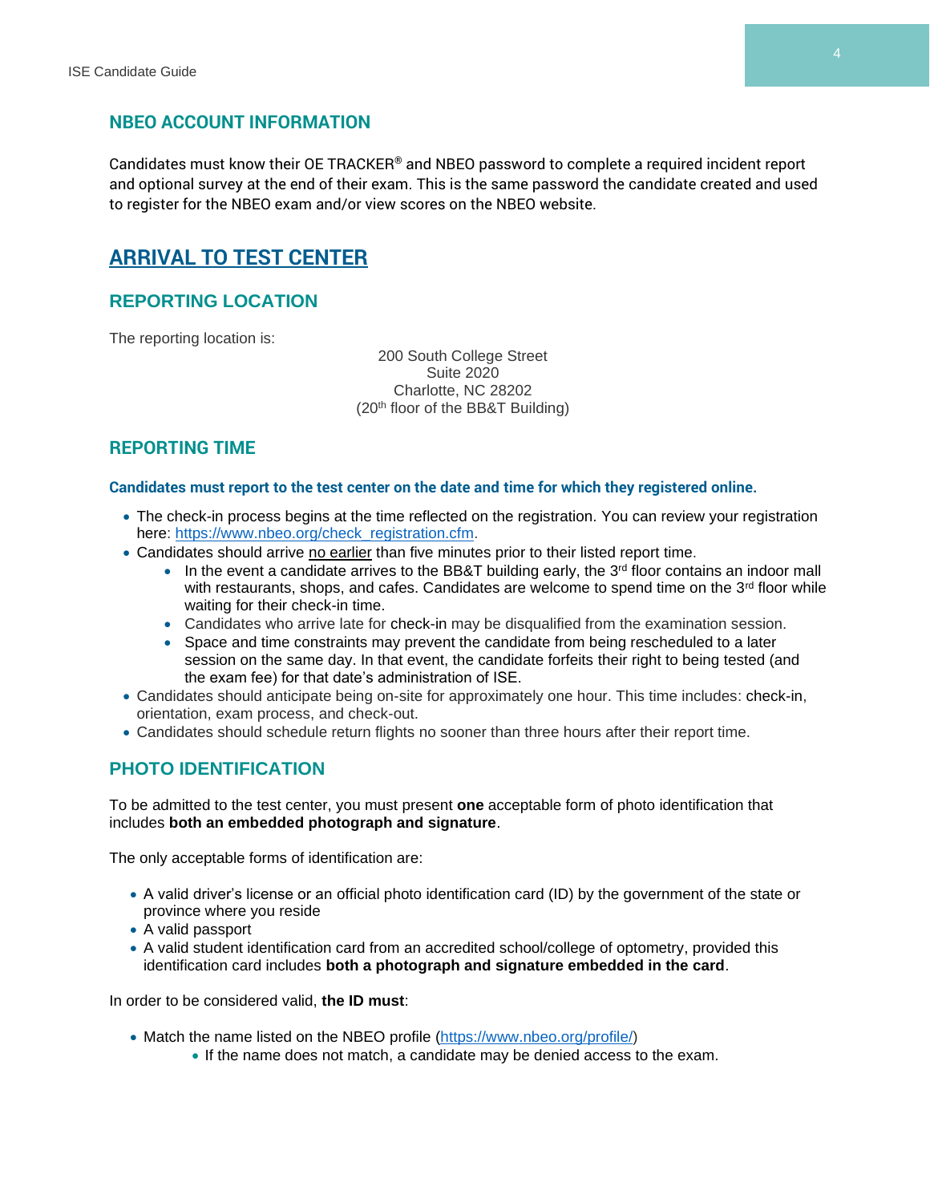## NBEO ACCOUNT INFORMATION

Candidates must know their OE TRACKER® and NBEO password to complete a required incident report and optional survey at the end of their exam. This is the same password the candidate created and used to register for the NBEO exam and/or view scores on the NBEO website.

# ARRIVAL TO TEST CENTER

## REPORTING LOCATION

The reporting location is:

200 South College Street
Suite 2020
Charlotte, NC 28202
(20th floor of the BB&T Building)

## REPORTING TIME

**Candidates must report to the test center on the date and time for which they registered online.**

- The check-in process begins at the time reflected on the registration. You can review your registration here: https://www.nbeo.org/check_registration.cfm.
- Candidates should arrive no earlier than five minutes prior to their listed report time.
    - In the event a candidate arrives to the BB&T building early, the 3rd floor contains an indoor mall with restaurants, shops, and cafes. Candidates are welcome to spend time on the 3rd floor while waiting for their check-in time.
    - Candidates who arrive late for check-in may be disqualified from the examination session.
    - Space and time constraints may prevent the candidate from being rescheduled to a later session on the same day. In that event, the candidate forfeits their right to being tested (and the exam fee) for that date's administration of ISE.
- Candidates should anticipate being on-site for approximately one hour. This time includes: check-in, orientation, exam process, and check-out.
- Candidates should schedule return flights no sooner than three hours after their report time.

## PHOTO IDENTIFICATION

To be admitted to the test center, you must present **one** acceptable form of photo identification that includes **both an embedded photograph and signature**.

The only acceptable forms of identification are:

- A valid driver's license or an official photo identification card (ID) by the government of the state or province where you reside
- A valid passport
- A valid student identification card from an accredited school/college of optometry, provided this identification card includes **both a photograph and signature embedded in the card**.

In order to be considered valid, **the ID must**:

- Match the name listed on the NBEO profile (https://www.nbeo.org/profile/)
    - If the name does not match, a candidate may be denied access to the exam.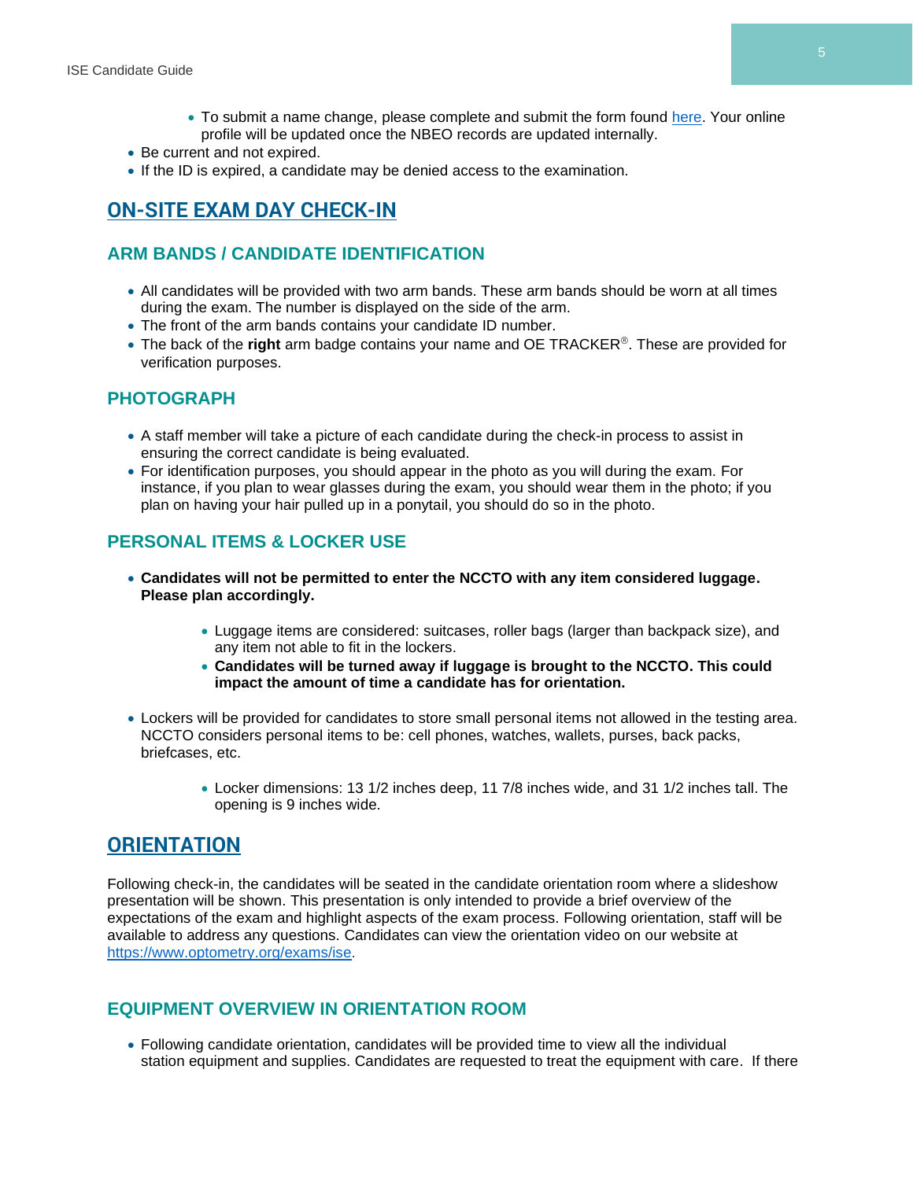- To submit a name change, please complete and submit the form found [here](). Your online profile will be updated once the NBEO records are updated internally.
- Be current and not expired.
- If the ID is expired, a candidate may be denied access to the examination.

## ON-SITE EXAM DAY CHECK-IN

### ARM BANDS / CANDIDATE IDENTIFICATION

- All candidates will be provided with two arm bands. These arm bands should be worn at all times during the exam. The number is displayed on the side of the arm.
- The front of the arm bands contains your candidate ID number.
- The back of the **right** arm badge contains your name and OE TRACKER®. These are provided for verification purposes.

### PHOTOGRAPH

- A staff member will take a picture of each candidate during the check-in process to assist in ensuring the correct candidate is being evaluated.
- For identification purposes, you should appear in the photo as you will during the exam. For instance, if you plan to wear glasses during the exam, you should wear them in the photo; if you plan on having your hair pulled up in a ponytail, you should do so in the photo.

### PERSONAL ITEMS & LOCKER USE

- **Candidates will not be permitted to enter the NCCTO with any item considered luggage. Please plan accordingly.**
  - Luggage items are considered: suitcases, roller bags (larger than backpack size), and any item not able to fit in the lockers.
  - **Candidates will be turned away if luggage is brought to the NCCTO. This could impact the amount of time a candidate has for orientation.**
- Lockers will be provided for candidates to store small personal items not allowed in the testing area. NCCTO considers personal items to be: cell phones, watches, wallets, purses, back packs, briefcases, etc.
  - Locker dimensions: 13 1/2 inches deep, 11 7/8 inches wide, and 31 1/2 inches tall. The opening is 9 inches wide.

## ORIENTATION

Following check-in, the candidates will be seated in the candidate orientation room where a slideshow presentation will be shown. This presentation is only intended to provide a brief overview of the expectations of the exam and highlight aspects of the exam process. Following orientation, staff will be available to address any questions. Candidates can view the orientation video on our website at [https://www.optometry.org/exams/ise](https://www.optometry.org/exams/ise).

### EQUIPMENT OVERVIEW IN ORIENTATION ROOM

- Following candidate orientation, candidates will be provided time to view all the individual station equipment and supplies. Candidates are requested to treat the equipment with care. If there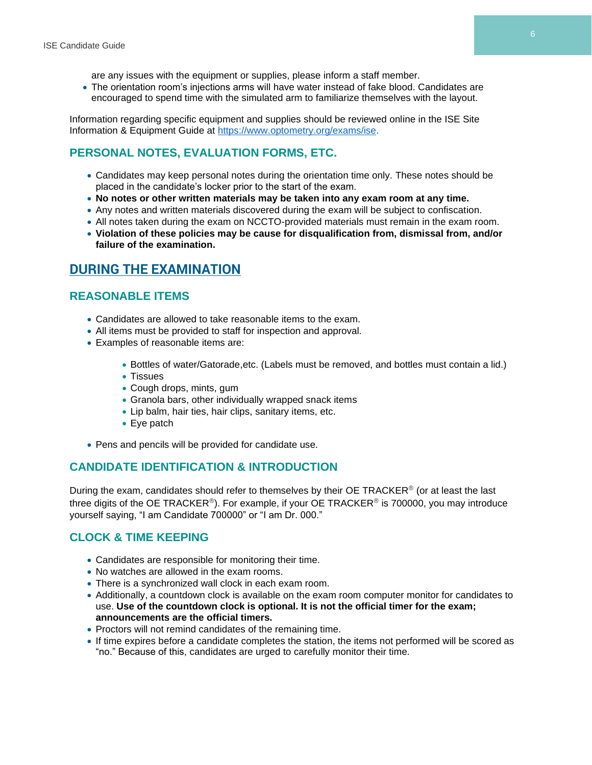are any issues with the equipment or supplies, please inform a staff member.

- The orientation room's injections arms will have water instead of fake blood. Candidates are encouraged to spend time with the simulated arm to familiarize themselves with the layout.

Information regarding specific equipment and supplies should be reviewed online in the ISE Site Information & Equipment Guide at [https://www.optometry.org/exams/ise](https://www.optometry.org/exams/ise).

### PERSONAL NOTES, EVALUATION FORMS, ETC.

- Candidates may keep personal notes during the orientation time only. These notes should be placed in the candidate's locker prior to the start of the exam.
- **No notes or other written materials may be taken into any exam room at any time.**
- Any notes and written materials discovered during the exam will be subject to confiscation.
- All notes taken during the exam on NCCTO-provided materials must remain in the exam room.
- **Violation of these policies may be cause for disqualification from, dismissal from, and/or failure of the examination.**

## DURING THE EXAMINATION

### REASONABLE ITEMS

- Candidates are allowed to take reasonable items to the exam.
- All items must be provided to staff for inspection and approval.
- Examples of reasonable items are:
    - Bottles of water/Gatorade,etc. (Labels must be removed, and bottles must contain a lid.)
    - Tissues
    - Cough drops, mints, gum
    - Granola bars, other individually wrapped snack items
    - Lip balm, hair ties, hair clips, sanitary items, etc.
    - Eye patch
- Pens and pencils will be provided for candidate use.

### CANDIDATE IDENTIFICATION & INTRODUCTION

During the exam, candidates should refer to themselves by their OE TRACKER® (or at least the last three digits of the OE TRACKER®). For example, if your OE TRACKER® is 700000, you may introduce yourself saying, "I am Candidate 700000" or "I am Dr. 000."

### CLOCK & TIME KEEPING

- Candidates are responsible for monitoring their time.
- No watches are allowed in the exam rooms.
- There is a synchronized wall clock in each exam room.
- Additionally, a countdown clock is available on the exam room computer monitor for candidates to use. **Use of the countdown clock is optional. It is not the official timer for the exam; announcements are the official timers.**
- Proctors will not remind candidates of the remaining time.
- If time expires before a candidate completes the station, the items not performed will be scored as "no." Because of this, candidates are urged to carefully monitor their time.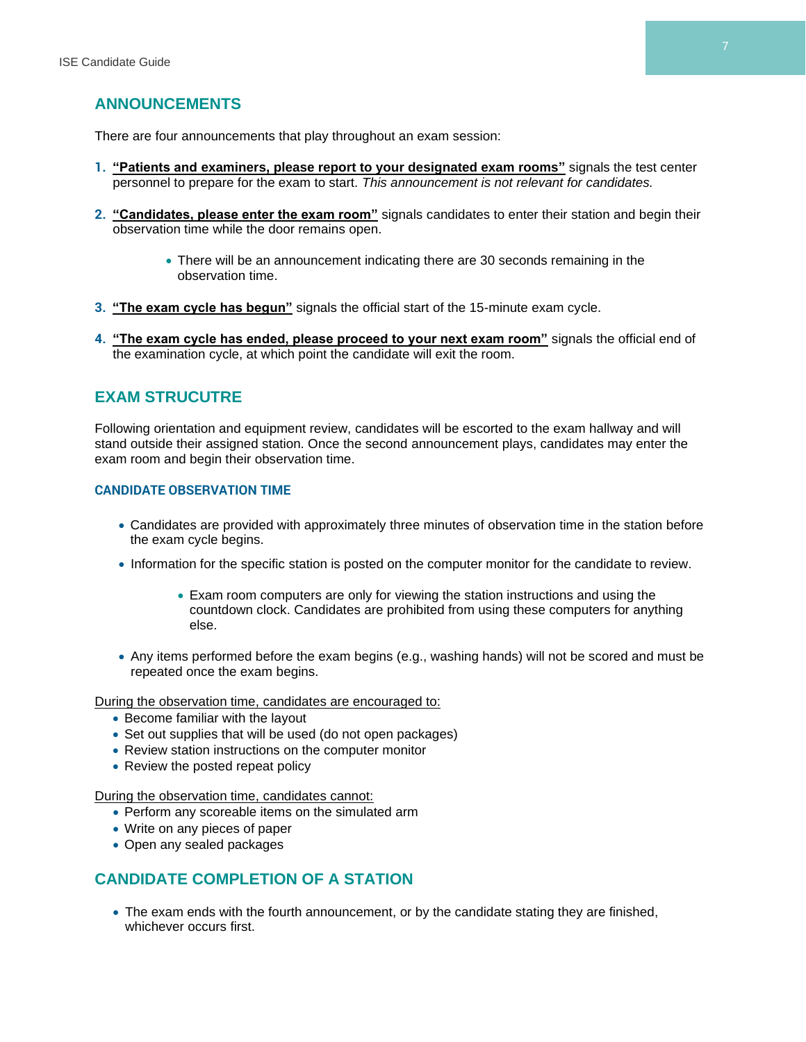## ANNOUNCEMENTS

There are four announcements that play throughout an exam session:

1. **<u>"Patients and examiners, please report to your designated exam rooms"</u>** signals the test center personnel to prepare for the exam to start. *This announcement is not relevant for candidates.*

2. **<u>"Candidates, please enter the exam room"</u>** signals candidates to enter their station and begin their observation time while the door remains open.

    - There will be an announcement indicating there are 30 seconds remaining in the observation time.

3. **<u>"The exam cycle has begun"</u>** signals the official start of the 15-minute exam cycle.

4. **<u>"The exam cycle has ended, please proceed to your next exam room"</u>** signals the official end of the examination cycle, at which point the candidate will exit the room.

## EXAM STRUCUTRE

Following orientation and equipment review, candidates will be escorted to the exam hallway and will stand outside their assigned station. Once the second announcement plays, candidates may enter the exam room and begin their observation time.

### CANDIDATE OBSERVATION TIME

- Candidates are provided with approximately three minutes of observation time in the station before the exam cycle begins.
- Information for the specific station is posted on the computer monitor for the candidate to review.
    - Exam room computers are only for viewing the station instructions and using the countdown clock. Candidates are prohibited from using these computers for anything else.
- Any items performed before the exam begins (e.g., washing hands) will not be scored and must be repeated once the exam begins.

<u>During the observation time, candidates are encouraged to:</u>

- Become familiar with the layout
- Set out supplies that will be used (do not open packages)
- Review station instructions on the computer monitor
- Review the posted repeat policy

<u>During the observation time, candidates cannot:</u>

- Perform any scoreable items on the simulated arm
- Write on any pieces of paper
- Open any sealed packages

## CANDIDATE COMPLETION OF A STATION

- The exam ends with the fourth announcement, or by the candidate stating they are finished, whichever occurs first.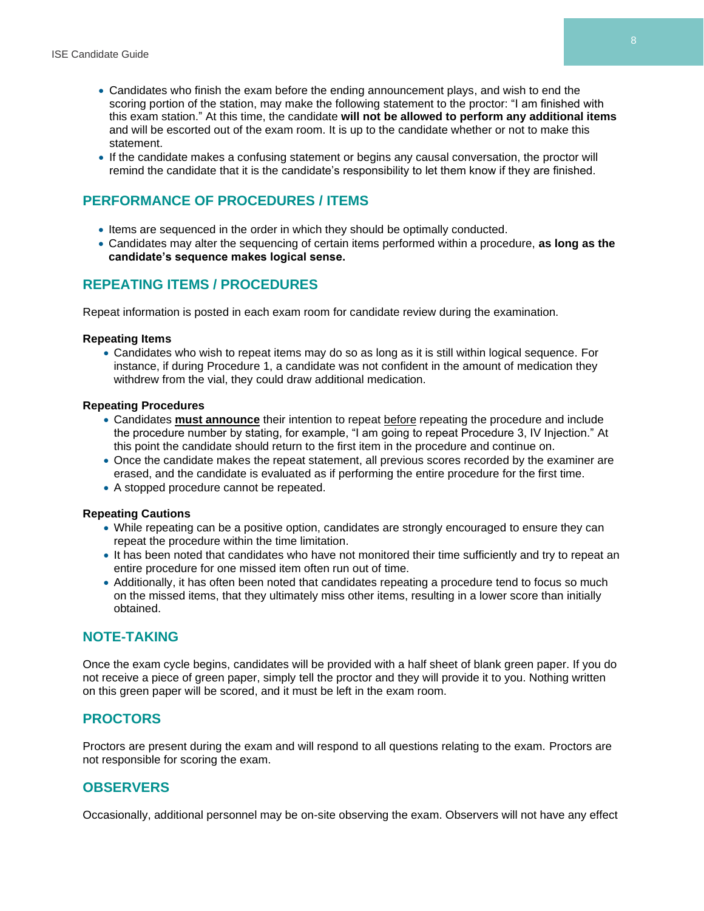- Candidates who finish the exam before the ending announcement plays, and wish to end the scoring portion of the station, may make the following statement to the proctor: "I am finished with this exam station." At this time, the candidate **will not be allowed to perform any additional items** and will be escorted out of the exam room. It is up to the candidate whether or not to make this statement.
- If the candidate makes a confusing statement or begins any causal conversation, the proctor will remind the candidate that it is the candidate's responsibility to let them know if they are finished.

## PERFORMANCE OF PROCEDURES / ITEMS

- Items are sequenced in the order in which they should be optimally conducted.
- Candidates may alter the sequencing of certain items performed within a procedure, **as long as the candidate's sequence makes logical sense.**

## REPEATING ITEMS / PROCEDURES

Repeat information is posted in each exam room for candidate review during the examination.

**Repeating Items**

- Candidates who wish to repeat items may do so as long as it is still within logical sequence. For instance, if during Procedure 1, a candidate was not confident in the amount of medication they withdrew from the vial, they could draw additional medication.

**Repeating Procedures**

- Candidates **must announce** their intention to repeat before repeating the procedure and include the procedure number by stating, for example, "I am going to repeat Procedure 3, IV Injection." At this point the candidate should return to the first item in the procedure and continue on.
- Once the candidate makes the repeat statement, all previous scores recorded by the examiner are erased, and the candidate is evaluated as if performing the entire procedure for the first time.
- A stopped procedure cannot be repeated.

**Repeating Cautions**

- While repeating can be a positive option, candidates are strongly encouraged to ensure they can repeat the procedure within the time limitation.
- It has been noted that candidates who have not monitored their time sufficiently and try to repeat an entire procedure for one missed item often run out of time.
- Additionally, it has often been noted that candidates repeating a procedure tend to focus so much on the missed items, that they ultimately miss other items, resulting in a lower score than initially obtained.

## NOTE-TAKING

Once the exam cycle begins, candidates will be provided with a half sheet of blank green paper. If you do not receive a piece of green paper, simply tell the proctor and they will provide it to you. Nothing written on this green paper will be scored, and it must be left in the exam room.

## PROCTORS

Proctors are present during the exam and will respond to all questions relating to the exam. Proctors are not responsible for scoring the exam.

## OBSERVERS

Occasionally, additional personnel may be on-site observing the exam. Observers will not have any effect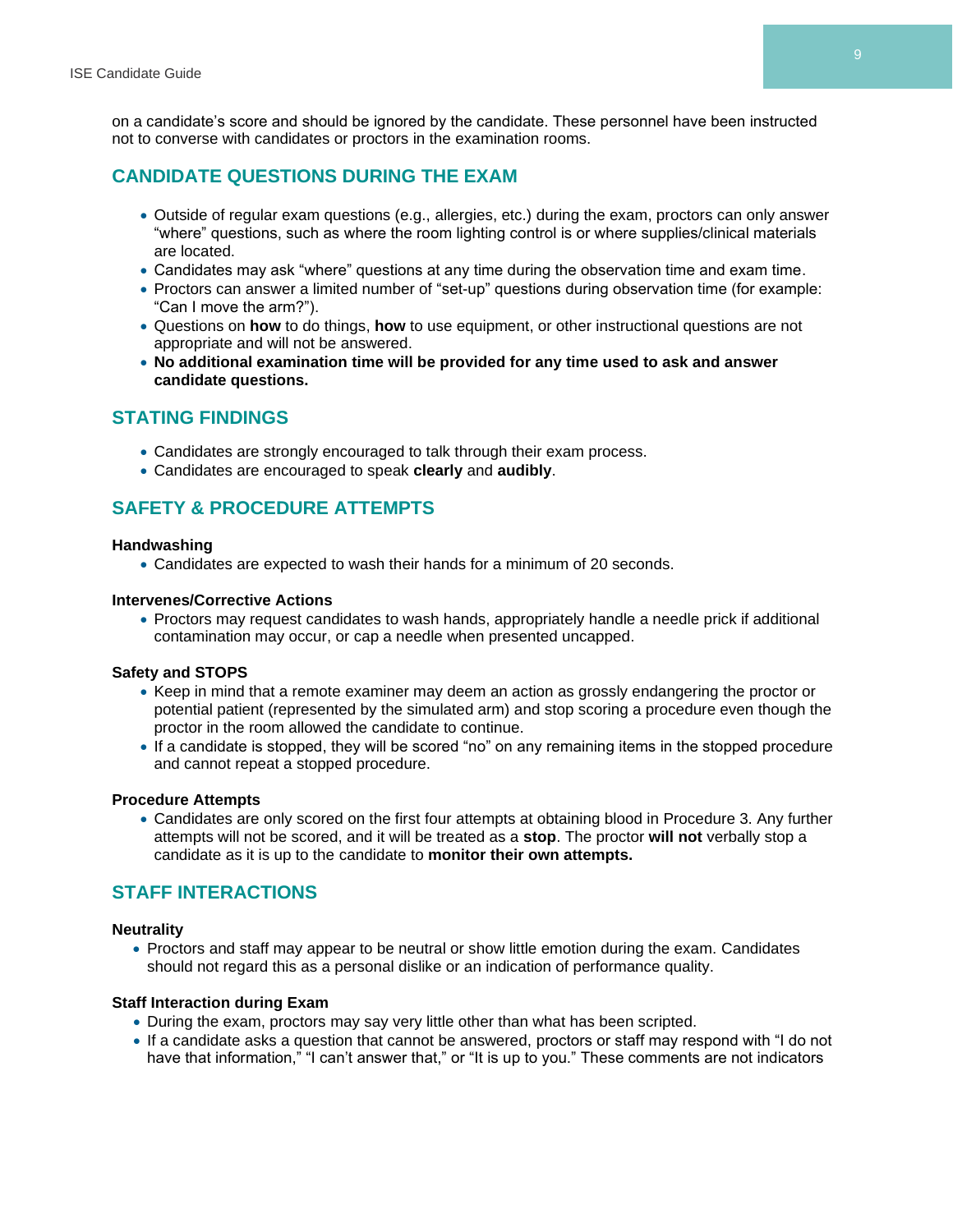on a candidate's score and should be ignored by the candidate. These personnel have been instructed not to converse with candidates or proctors in the examination rooms.

## CANDIDATE QUESTIONS DURING THE EXAM

- Outside of regular exam questions (e.g., allergies, etc.) during the exam, proctors can only answer "where" questions, such as where the room lighting control is or where supplies/clinical materials are located.
- Candidates may ask "where" questions at any time during the observation time and exam time.
- Proctors can answer a limited number of "set-up" questions during observation time (for example: "Can I move the arm?").
- Questions on **how** to do things, **how** to use equipment, or other instructional questions are not appropriate and will not be answered.
- **No additional examination time will be provided for any time used to ask and answer candidate questions.**

## STATING FINDINGS

- Candidates are strongly encouraged to talk through their exam process.
- Candidates are encouraged to speak **clearly** and **audibly**.

## SAFETY & PROCEDURE ATTEMPTS

### Handwashing

- Candidates are expected to wash their hands for a minimum of 20 seconds.

### Intervenes/Corrective Actions

- Proctors may request candidates to wash hands, appropriately handle a needle prick if additional contamination may occur, or cap a needle when presented uncapped.

### Safety and STOPS

- Keep in mind that a remote examiner may deem an action as grossly endangering the proctor or potential patient (represented by the simulated arm) and stop scoring a procedure even though the proctor in the room allowed the candidate to continue.
- If a candidate is stopped, they will be scored "no" on any remaining items in the stopped procedure and cannot repeat a stopped procedure.

### Procedure Attempts

- Candidates are only scored on the first four attempts at obtaining blood in Procedure 3. Any further attempts will not be scored, and it will be treated as a **stop**. The proctor **will not** verbally stop a candidate as it is up to the candidate to **monitor their own attempts.**

## STAFF INTERACTIONS

### Neutrality

- Proctors and staff may appear to be neutral or show little emotion during the exam. Candidates should not regard this as a personal dislike or an indication of performance quality.

### Staff Interaction during Exam

- During the exam, proctors may say very little other than what has been scripted.
- If a candidate asks a question that cannot be answered, proctors or staff may respond with "I do not have that information," "I can't answer that," or "It is up to you." These comments are not indicators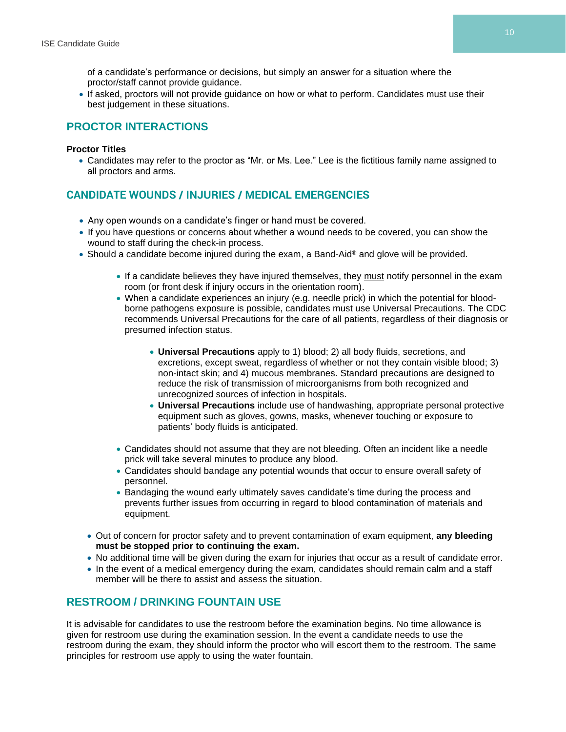of a candidate's performance or decisions, but simply an answer for a situation where the proctor/staff cannot provide guidance.
- If asked, proctors will not provide guidance on how or what to perform. Candidates must use their best judgement in these situations.

## PROCTOR INTERACTIONS

**Proctor Titles**

- Candidates may refer to the proctor as "Mr. or Ms. Lee." Lee is the fictitious family name assigned to all proctors and arms.

## CANDIDATE WOUNDS / INJURIES / MEDICAL EMERGENCIES

- Any open wounds on a candidate's finger or hand must be covered.
- If you have questions or concerns about whether a wound needs to be covered, you can show the wound to staff during the check-in process.
- Should a candidate become injured during the exam, a Band-Aid® and glove will be provided.
    - If a candidate believes they have injured themselves, they must notify personnel in the exam room (or front desk if injury occurs in the orientation room).
    - When a candidate experiences an injury (e.g. needle prick) in which the potential for blood-borne pathogens exposure is possible, candidates must use Universal Precautions. The CDC recommends Universal Precautions for the care of all patients, regardless of their diagnosis or presumed infection status.
        - **Universal Precautions** apply to 1) blood; 2) all body fluids, secretions, and excretions, except sweat, regardless of whether or not they contain visible blood; 3) non-intact skin; and 4) mucous membranes. Standard precautions are designed to reduce the risk of transmission of microorganisms from both recognized and unrecognized sources of infection in hospitals.
        - **Universal Precautions** include use of handwashing, appropriate personal protective equipment such as gloves, gowns, masks, whenever touching or exposure to patients' body fluids is anticipated.
    - Candidates should not assume that they are not bleeding. Often an incident like a needle prick will take several minutes to produce any blood.
    - Candidates should bandage any potential wounds that occur to ensure overall safety of personnel.
    - Bandaging the wound early ultimately saves candidate's time during the process and prevents further issues from occurring in regard to blood contamination of materials and equipment.
- Out of concern for proctor safety and to prevent contamination of exam equipment, **any bleeding must be stopped prior to continuing the exam.**
- No additional time will be given during the exam for injuries that occur as a result of candidate error.
- In the event of a medical emergency during the exam, candidates should remain calm and a staff member will be there to assist and assess the situation.

## RESTROOM / DRINKING FOUNTAIN USE

It is advisable for candidates to use the restroom before the examination begins. No time allowance is given for restroom use during the examination session. In the event a candidate needs to use the restroom during the exam, they should inform the proctor who will escort them to the restroom. The same principles for restroom use apply to using the water fountain.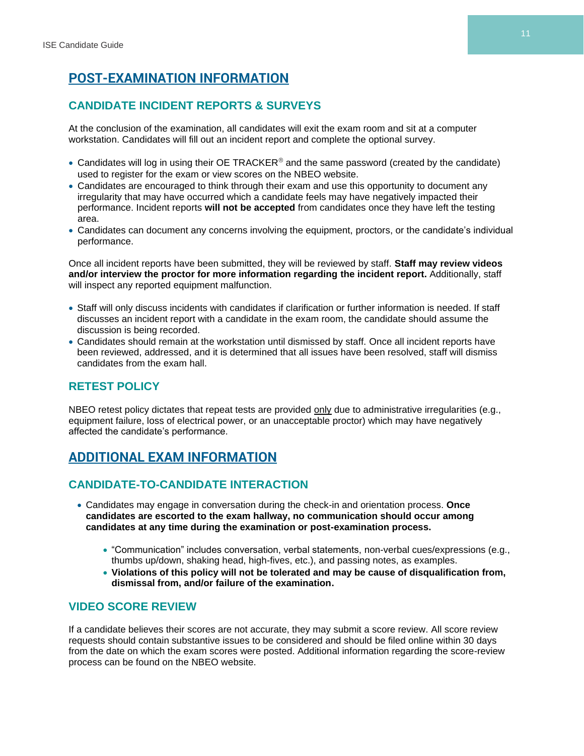# POST-EXAMINATION INFORMATION

## CANDIDATE INCIDENT REPORTS & SURVEYS

At the conclusion of the examination, all candidates will exit the exam room and sit at a computer workstation. Candidates will fill out an incident report and complete the optional survey.

- Candidates will log in using their OE TRACKER® and the same password (created by the candidate) used to register for the exam or view scores on the NBEO website.
- Candidates are encouraged to think through their exam and use this opportunity to document any irregularity that may have occurred which a candidate feels may have negatively impacted their performance. Incident reports **will not be accepted** from candidates once they have left the testing area.
- Candidates can document any concerns involving the equipment, proctors, or the candidate's individual performance.

Once all incident reports have been submitted, they will be reviewed by staff. **Staff may review videos and/or interview the proctor for more information regarding the incident report.** Additionally, staff will inspect any reported equipment malfunction.

- Staff will only discuss incidents with candidates if clarification or further information is needed. If staff discusses an incident report with a candidate in the exam room, the candidate should assume the discussion is being recorded.
- Candidates should remain at the workstation until dismissed by staff. Once all incident reports have been reviewed, addressed, and it is determined that all issues have been resolved, staff will dismiss candidates from the exam hall.

## RETEST POLICY

NBEO retest policy dictates that repeat tests are provided only due to administrative irregularities (e.g., equipment failure, loss of electrical power, or an unacceptable proctor) which may have negatively affected the candidate's performance.

# ADDITIONAL EXAM INFORMATION

## CANDIDATE-TO-CANDIDATE INTERACTION

- Candidates may engage in conversation during the check-in and orientation process. **Once candidates are escorted to the exam hallway, no communication should occur among candidates at any time during the examination or post-examination process.**
  - "Communication" includes conversation, verbal statements, non-verbal cues/expressions (e.g., thumbs up/down, shaking head, high-fives, etc.), and passing notes, as examples.
  - **Violations of this policy will not be tolerated and may be cause of disqualification from, dismissal from, and/or failure of the examination.**

## VIDEO SCORE REVIEW

If a candidate believes their scores are not accurate, they may submit a score review. All score review requests should contain substantive issues to be considered and should be filed online within 30 days from the date on which the exam scores were posted. Additional information regarding the score-review process can be found on the NBEO website.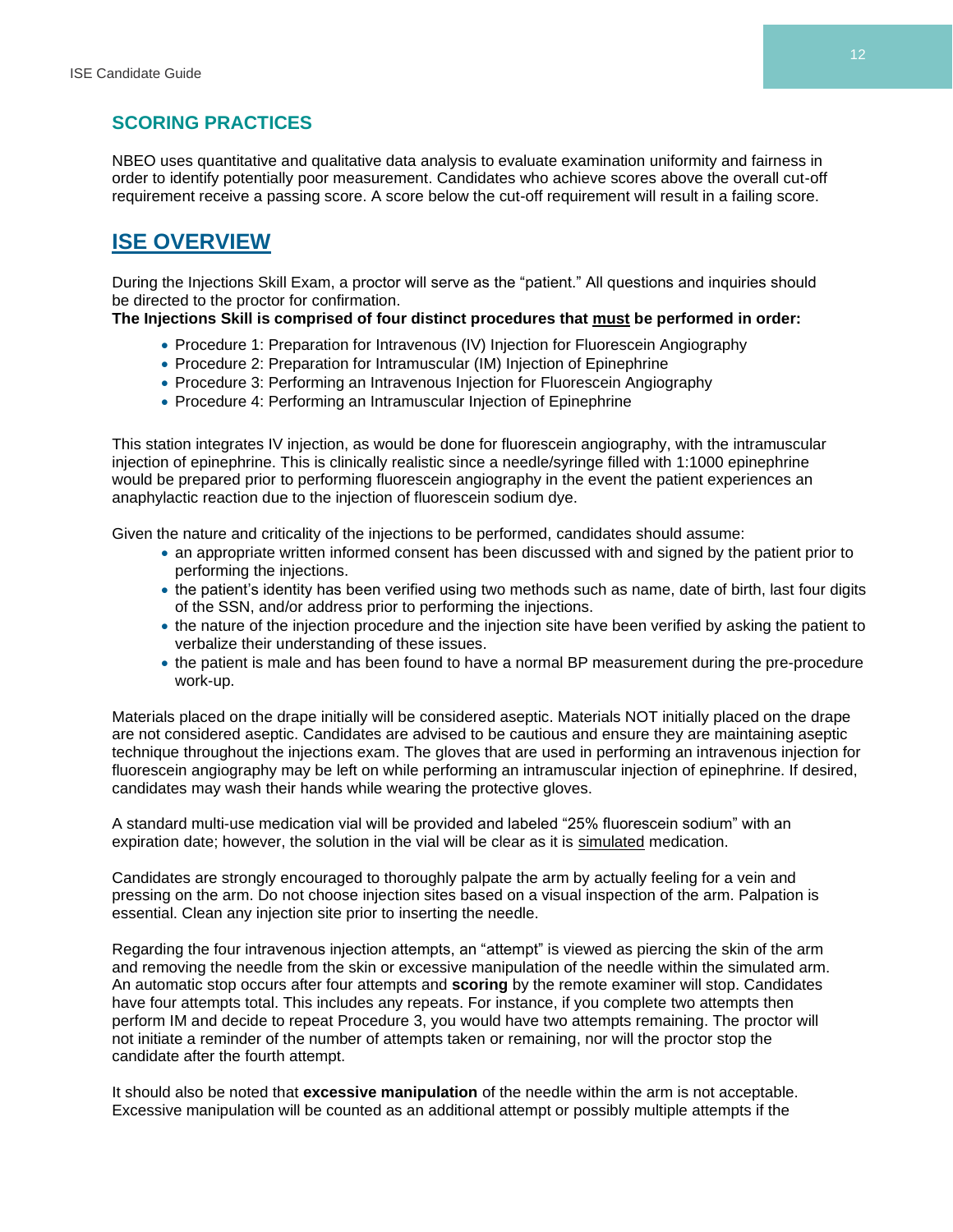## SCORING PRACTICES

NBEO uses quantitative and qualitative data analysis to evaluate examination uniformity and fairness in order to identify potentially poor measurement. Candidates who achieve scores above the overall cut-off requirement receive a passing score. A score below the cut-off requirement will result in a failing score.

# ISE OVERVIEW

During the Injections Skill Exam, a proctor will serve as the "patient." All questions and inquiries should be directed to the proctor for confirmation.

**The Injections Skill is comprised of four distinct procedures that must be performed in order:**

- Procedure 1: Preparation for Intravenous (IV) Injection for Fluorescein Angiography
- Procedure 2: Preparation for Intramuscular (IM) Injection of Epinephrine
- Procedure 3: Performing an Intravenous Injection for Fluorescein Angiography
- Procedure 4: Performing an Intramuscular Injection of Epinephrine

This station integrates IV injection, as would be done for fluorescein angiography, with the intramuscular injection of epinephrine. This is clinically realistic since a needle/syringe filled with 1:1000 epinephrine would be prepared prior to performing fluorescein angiography in the event the patient experiences an anaphylactic reaction due to the injection of fluorescein sodium dye.

Given the nature and criticality of the injections to be performed, candidates should assume:

- an appropriate written informed consent has been discussed with and signed by the patient prior to performing the injections.
- the patient's identity has been verified using two methods such as name, date of birth, last four digits of the SSN, and/or address prior to performing the injections.
- the nature of the injection procedure and the injection site have been verified by asking the patient to verbalize their understanding of these issues.
- the patient is male and has been found to have a normal BP measurement during the pre-procedure work-up.

Materials placed on the drape initially will be considered aseptic. Materials NOT initially placed on the drape are not considered aseptic. Candidates are advised to be cautious and ensure they are maintaining aseptic technique throughout the injections exam. The gloves that are used in performing an intravenous injection for fluorescein angiography may be left on while performing an intramuscular injection of epinephrine. If desired, candidates may wash their hands while wearing the protective gloves.

A standard multi-use medication vial will be provided and labeled "25% fluorescein sodium" with an expiration date; however, the solution in the vial will be clear as it is simulated medication.

Candidates are strongly encouraged to thoroughly palpate the arm by actually feeling for a vein and pressing on the arm. Do not choose injection sites based on a visual inspection of the arm. Palpation is essential. Clean any injection site prior to inserting the needle.

Regarding the four intravenous injection attempts, an "attempt" is viewed as piercing the skin of the arm and removing the needle from the skin or excessive manipulation of the needle within the simulated arm. An automatic stop occurs after four attempts and **scoring** by the remote examiner will stop. Candidates have four attempts total. This includes any repeats. For instance, if you complete two attempts then perform IM and decide to repeat Procedure 3, you would have two attempts remaining. The proctor will not initiate a reminder of the number of attempts taken or remaining, nor will the proctor stop the candidate after the fourth attempt.

It should also be noted that **excessive manipulation** of the needle within the arm is not acceptable. Excessive manipulation will be counted as an additional attempt or possibly multiple attempts if the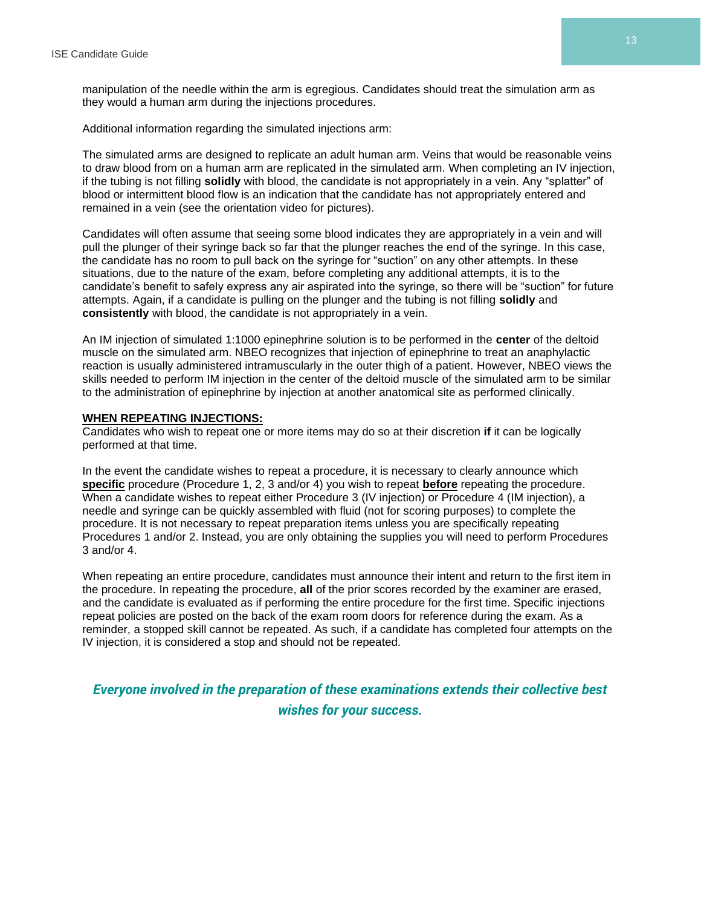manipulation of the needle within the arm is egregious. Candidates should treat the simulation arm as they would a human arm during the injections procedures.

Additional information regarding the simulated injections arm:

The simulated arms are designed to replicate an adult human arm. Veins that would be reasonable veins to draw blood from on a human arm are replicated in the simulated arm. When completing an IV injection, if the tubing is not filling **solidly** with blood, the candidate is not appropriately in a vein. Any "splatter" of blood or intermittent blood flow is an indication that the candidate has not appropriately entered and remained in a vein (see the orientation video for pictures).

Candidates will often assume that seeing some blood indicates they are appropriately in a vein and will pull the plunger of their syringe back so far that the plunger reaches the end of the syringe. In this case, the candidate has no room to pull back on the syringe for "suction" on any other attempts. In these situations, due to the nature of the exam, before completing any additional attempts, it is to the candidate's benefit to safely express any air aspirated into the syringe, so there will be "suction" for future attempts. Again, if a candidate is pulling on the plunger and the tubing is not filling **solidly** and **consistently** with blood, the candidate is not appropriately in a vein.

An IM injection of simulated 1:1000 epinephrine solution is to be performed in the **center** of the deltoid muscle on the simulated arm. NBEO recognizes that injection of epinephrine to treat an anaphylactic reaction is usually administered intramuscularly in the outer thigh of a patient. However, NBEO views the skills needed to perform IM injection in the center of the deltoid muscle of the simulated arm to be similar to the administration of epinephrine by injection at another anatomical site as performed clinically.

**WHEN REPEATING INJECTIONS:**

Candidates who wish to repeat one or more items may do so at their discretion **if** it can be logically performed at that time.

In the event the candidate wishes to repeat a procedure, it is necessary to clearly announce which **specific** procedure (Procedure 1, 2, 3 and/or 4) you wish to repeat **before** repeating the procedure. When a candidate wishes to repeat either Procedure 3 (IV injection) or Procedure 4 (IM injection), a needle and syringe can be quickly assembled with fluid (not for scoring purposes) to complete the procedure. It is not necessary to repeat preparation items unless you are specifically repeating Procedures 1 and/or 2. Instead, you are only obtaining the supplies you will need to perform Procedures 3 and/or 4.

When repeating an entire procedure, candidates must announce their intent and return to the first item in the procedure. In repeating the procedure, **all** of the prior scores recorded by the examiner are erased, and the candidate is evaluated as if performing the entire procedure for the first time. Specific injections repeat policies are posted on the back of the exam room doors for reference during the exam. As a reminder, a stopped skill cannot be repeated. As such, if a candidate has completed four attempts on the IV injection, it is considered a stop and should not be repeated.

***Everyone involved in the preparation of these examinations extends their collective best wishes for your success.***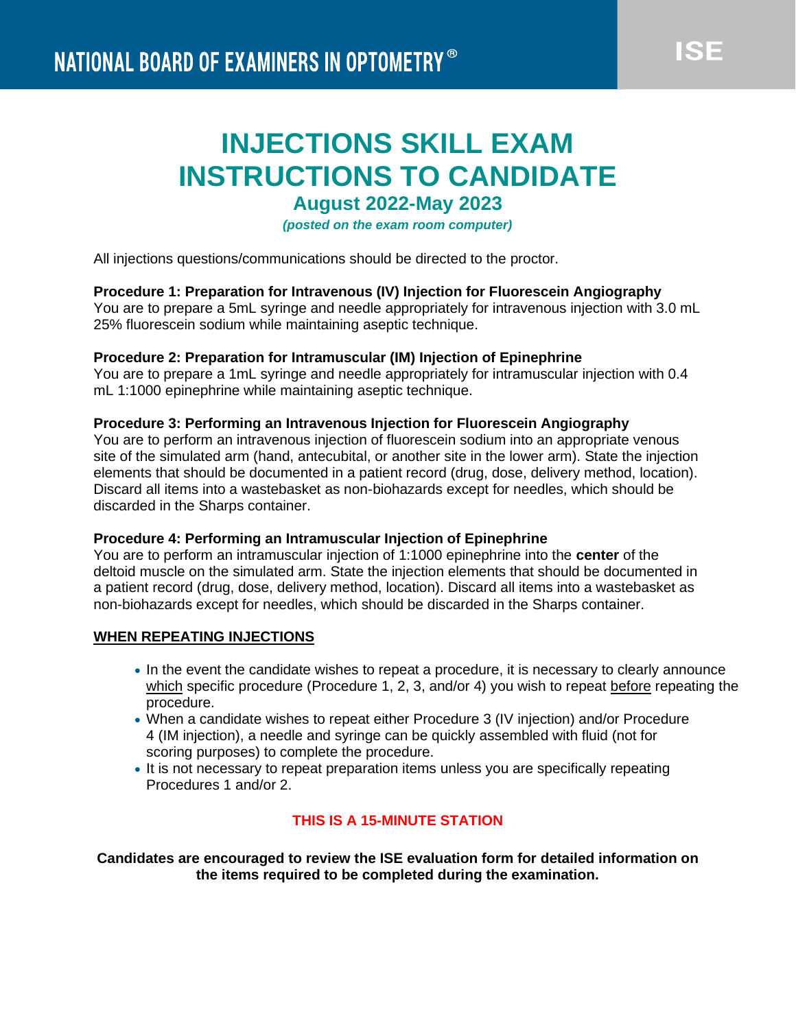# INJECTIONS SKILL EXAM INSTRUCTIONS TO CANDIDATE

## August 2022-May 2023

*(posted on the exam room computer)*

All injections questions/communications should be directed to the proctor.

**Procedure 1: Preparation for Intravenous (IV) Injection for Fluorescein Angiography**
You are to prepare a 5mL syringe and needle appropriately for intravenous injection with 3.0 mL 25% fluorescein sodium while maintaining aseptic technique.

**Procedure 2: Preparation for Intramuscular (IM) Injection of Epinephrine**
You are to prepare a 1mL syringe and needle appropriately for intramuscular injection with 0.4 mL 1:1000 epinephrine while maintaining aseptic technique.

**Procedure 3: Performing an Intravenous Injection for Fluorescein Angiography**
You are to perform an intravenous injection of fluorescein sodium into an appropriate venous site of the simulated arm (hand, antecubital, or another site in the lower arm). State the injection elements that should be documented in a patient record (drug, dose, delivery method, location). Discard all items into a wastebasket as non-biohazards except for needles, which should be discarded in the Sharps container.

**Procedure 4: Performing an Intramuscular Injection of Epinephrine**
You are to perform an intramuscular injection of 1:1000 epinephrine into the **center** of the deltoid muscle on the simulated arm. State the injection elements that should be documented in a patient record (drug, dose, delivery method, location). Discard all items into a wastebasket as non-biohazards except for needles, which should be discarded in the Sharps container.

**WHEN REPEATING INJECTIONS**

- In the event the candidate wishes to repeat a procedure, it is necessary to clearly announce which specific procedure (Procedure 1, 2, 3, and/or 4) you wish to repeat before repeating the procedure.
- When a candidate wishes to repeat either Procedure 3 (IV injection) and/or Procedure 4 (IM injection), a needle and syringe can be quickly assembled with fluid (not for scoring purposes) to complete the procedure.
- It is not necessary to repeat preparation items unless you are specifically repeating Procedures 1 and/or 2.

**THIS IS A 15-MINUTE STATION**

**Candidates are encouraged to review the ISE evaluation form for detailed information on the items required to be completed during the examination.**